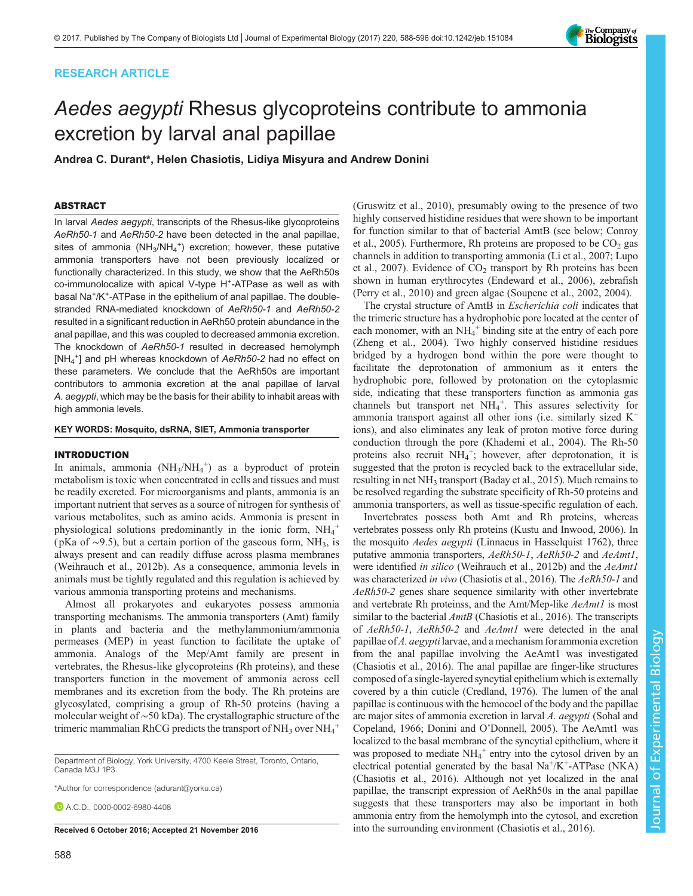RESEARCH ARTICLE

# *Aedes aegypti* Rhesus glycoproteins contribute to ammonia excretion by larval anal papillae

**Andrea C. Durant\*, Helen Chasiotis, Lidiya Misyura and Andrew Donini**

## ABSTRACT

In larval *Aedes aegypti*, transcripts of the Rhesus-like glycoproteins *AeRh50-1* and *AeRh50-2* have been detected in the anal papillae, sites of ammonia ($NH_3/NH_4^+$) excretion; however, these putative ammonia transporters have not been previously localized or functionally characterized. In this study, we show that the AeRh50s co-immunolocalize with apical V-type $H^+$-ATPase as well as with basal $Na^+/K^+$-ATPase in the epithelium of anal papillae. The double-stranded RNA-mediated knockdown of *AeRh50-1* and *AeRh50-2* resulted in a significant reduction in AeRh50 protein abundance in the anal papillae, and this was coupled to decreased ammonia excretion. The knockdown of *AeRh50-1* resulted in decreased hemolymph [$NH_4^+$] and pH whereas knockdown of *AeRh50-2* had no effect on these parameters. We conclude that the AeRh50s are important contributors to ammonia excretion at the anal papillae of larval *A. aegypti*, which may be the basis for their ability to inhabit areas with high ammonia levels.

**KEY WORDS: Mosquito, dsRNA, SIET, Ammonia transporter**

## INTRODUCTION

In animals, ammonia ($NH_3/NH_4^+$) as a byproduct of protein metabolism is toxic when concentrated in cells and tissues and must be readily excreted. For microorganisms and plants, ammonia is an important nutrient that serves as a source of nitrogen for synthesis of various metabolites, such as amino acids. Ammonia is present in physiological solutions predominantly in the ionic form, $NH_4^+$ (pKa of ∼9.5), but a certain portion of the gaseous form, $NH_3$, is always present and can readily diffuse across plasma membranes (Weihrauch et al., 2012b). As a consequence, ammonia levels in animals must be tightly regulated and this regulation is achieved by various ammonia transporting proteins and mechanisms.

Almost all prokaryotes and eukaryotes possess ammonia transporting mechanisms. The ammonia transporters (Amt) family in plants and bacteria and the methylammonium/ammonia permeases (MEP) in yeast function to facilitate the uptake of ammonia. Analogs of the Mep/Amt family are present in vertebrates, the Rhesus-like glycoproteins (Rh proteins), and these transporters function in the movement of ammonia across cell membranes and its excretion from the body. The Rh proteins are glycosylated, comprising a group of Rh-50 proteins (having a molecular weight of ∼50 kDa). The crystallographic structure of the trimeric mammalian RhCG predicts the transport of $NH_3$ over $NH_4^+$ (Gruswitz et al., 2010), presumably owing to the presence of two highly conserved histidine residues that were shown to be important for function similar to that of bacterial AmtB (see below; Conroy et al., 2005). Furthermore, Rh proteins are proposed to be $CO_2$ gas channels in addition to transporting ammonia (Li et al., 2007; Lupo et al., 2007). Evidence of $CO_2$ transport by Rh proteins has been shown in human erythrocytes (Endeward et al., 2006), zebrafish (Perry et al., 2010) and green algae (Soupene et al., 2002, 2004).

The crystal structure of AmtB in *Escherichia coli* indicates that the trimeric structure has a hydrophobic pore located at the center of each monomer, with an $NH_4^+$ binding site at the entry of each pore (Zheng et al., 2004). Two highly conserved histidine residues bridged by a hydrogen bond within the pore were thought to facilitate the deprotonation of ammonium as it enters the hydrophobic pore, followed by protonation on the cytoplasmic side, indicating that these transporters function as ammonia gas channels but transport net $NH_4^+$. This assures selectivity for ammonia transport against all other ions (i.e. similarly sized $K^+$ ions), and also eliminates any leak of proton motive force during conduction through the pore (Khademi et al., 2004). The Rh-50 proteins also recruit $NH_4^+$; however, after deprotonation, it is suggested that the proton is recycled back to the extracellular side, resulting in net $NH_3$ transport (Baday et al., 2015). Much remains to be resolved regarding the substrate specificity of Rh-50 proteins and ammonia transporters, as well as tissue-specific regulation of each.

Invertebrates possess both Amt and Rh proteins, whereas vertebrates possess only Rh proteins (Kustu and Inwood, 2006). In the mosquito *Aedes aegypti* (Linnaeus in Hasselquist 1762), three putative ammonia transporters, *AeRh50-1*, *AeRh50-2* and *AeAmt1*, were identified *in silico* (Weihrauch et al., 2012b) and the *AeAmt1* was characterized *in vivo* (Chasiotis et al., 2016). The *AeRh50-1* and *AeRh50-2* genes share sequence similarity with other invertebrate and vertebrate Rh proteinss, and the Amt/Mep-like *AeAmt1* is most similar to the bacterial *AmtB* (Chasiotis et al., 2016). The transcripts of *AeRh50-1*, *AeRh50-2* and *AeAmt1* were detected in the anal papillae of *A. aegypti* larvae, and a mechanism for ammonia excretion from the anal papillae involving the AeAmt1 was investigated (Chasiotis et al., 2016). The anal papillae are finger-like structures composed of a single-layered syncytial epithelium which is externally covered by a thin cuticle (Credland, 1976). The lumen of the anal papillae is continuous with the hemocoel of the body and the papillae are major sites of ammonia excretion in larval *A. aegypti* (Sohal and Copeland, 1966; Donini and O'Donnell, 2005). The AeAmt1 was localized to the basal membrane of the syncytial epithelium, where it was proposed to mediate $NH_4^+$ entry into the cytosol driven by an electrical potential generated by the basal $Na^+/K^+$-ATPase (NKA) (Chasiotis et al., 2016). Although not yet localized in the anal papillae, the transcript expression of AeRh50s in the anal papillae suggests that these transporters may also be important in both ammonia entry from the hemolymph into the cytosol, and excretion into the surrounding environment (Chasiotis et al., 2016).

Department of Biology, York University, 4700 Keele Street, Toronto, Ontario, Canada M3J 1P3.

\*Author for correspondence (adurant@yorku.ca)

A.C.D., 0000-0002-6980-4408

**Received 6 October 2016; Accepted 21 November 2016**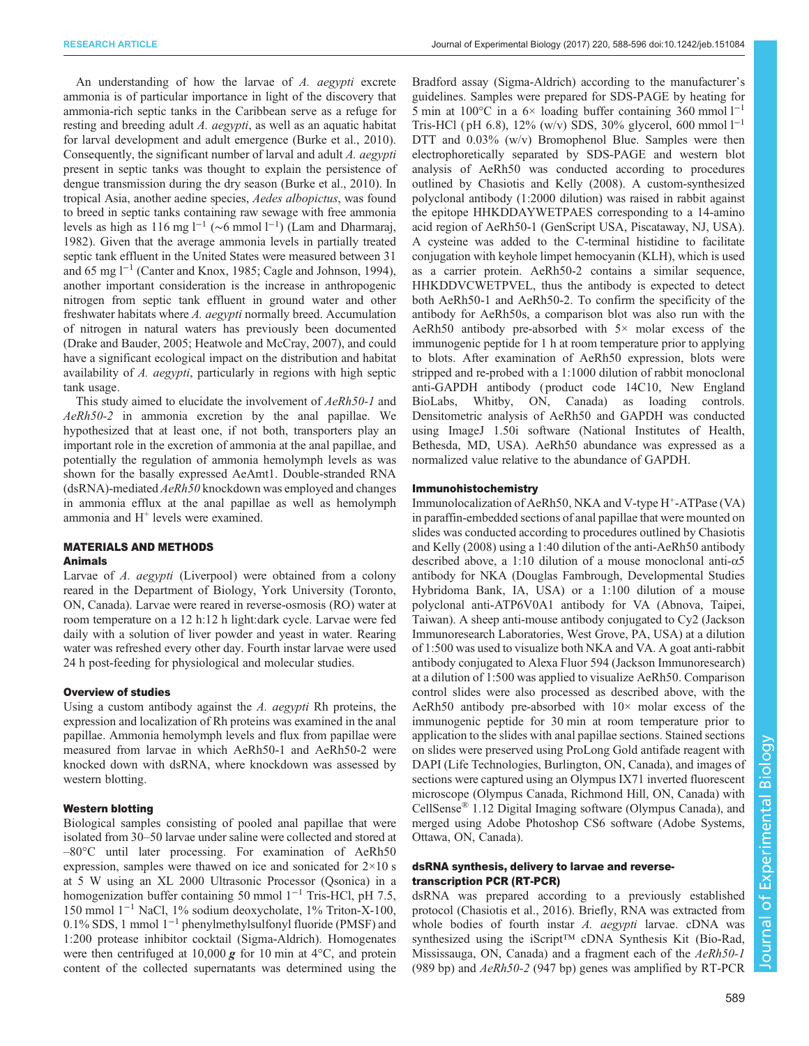An understanding of how the larvae of *A. aegypti* excrete ammonia is of particular importance in light of the discovery that ammonia-rich septic tanks in the Caribbean serve as a refuge for resting and breeding adult *A. aegypti*, as well as an aquatic habitat for larval development and adult emergence (Burke et al., 2010). Consequently, the significant number of larval and adult *A. aegypti* present in septic tanks was thought to explain the persistence of dengue transmission during the dry season (Burke et al., 2010). In tropical Asia, another aedine species, *Aedes albopictus*, was found to breed in septic tanks containing raw sewage with free ammonia levels as high as 116 mg $l^{-1}$ (~6 mmol $l^{-1}$) (Lam and Dharmaraj, 1982). Given that the average ammonia levels in partially treated septic tank effluent in the United States were measured between 31 and 65 mg $l^{-1}$ (Canter and Knox, 1985; Cagle and Johnson, 1994), another important consideration is the increase in anthropogenic nitrogen from septic tank effluent in ground water and other freshwater habitats where *A. aegypti* normally breed. Accumulation of nitrogen in natural waters has previously been documented (Drake and Bauder, 2005; Heatwole and McCray, 2007), and could have a significant ecological impact on the distribution and habitat availability of *A. aegypti*, particularly in regions with high septic tank usage.

This study aimed to elucidate the involvement of *AeRh50-1* and *AeRh50-2* in ammonia excretion by the anal papillae. We hypothesized that at least one, if not both, transporters play an important role in the excretion of ammonia at the anal papillae, and potentially the regulation of ammonia hemolymph levels as was shown for the basally expressed AeAmt1. Double-stranded RNA (dsRNA)-mediated *AeRh50* knockdown was employed and changes in ammonia efflux at the anal papillae as well as hemolymph ammonia and $H^+$ levels were examined.

## MATERIALS AND METHODS

### Animals

Larvae of *A. aegypti* (Liverpool) were obtained from a colony reared in the Department of Biology, York University (Toronto, ON, Canada). Larvae were reared in reverse-osmosis (RO) water at room temperature on a 12 h:12 h light:dark cycle. Larvae were fed daily with a solution of liver powder and yeast in water. Rearing water was refreshed every other day. Fourth instar larvae were used 24 h post-feeding for physiological and molecular studies.

### Overview of studies

Using a custom antibody against the *A. aegypti* Rh proteins, the expression and localization of Rh proteins was examined in the anal papillae. Ammonia hemolymph levels and flux from papillae were measured from larvae in which AeRh50-1 and AeRh50-2 were knocked down with dsRNA, where knockdown was assessed by western blotting.

### Western blotting

Biological samples consisting of pooled anal papillae that were isolated from 30–50 larvae under saline were collected and stored at –80°C until later processing. For examination of AeRh50 expression, samples were thawed on ice and sonicated for 2×10 s at 5 W using an XL 2000 Ultrasonic Processor (Qsonica) in a homogenization buffer containing 50 mmol $l^{-1}$ Tris-HCl, pH 7.5, 150 mmol $l^{-1}$ NaCl, 1% sodium deoxycholate, 1% Triton-X-100, 0.1% SDS, 1 mmol $l^{-1}$ phenylmethylsulfonyl fluoride (PMSF) and 1:200 protease inhibitor cocktail (Sigma-Aldrich). Homogenates were then centrifuged at 10,000 ***g*** for 10 min at 4°C, and protein content of the collected supernatants was determined using the Bradford assay (Sigma-Aldrich) according to the manufacturer's guidelines. Samples were prepared for SDS-PAGE by heating for 5 min at 100°C in a 6× loading buffer containing 360 mmol $l^{-1}$ Tris-HCl (pH 6.8), 12% (w/v) SDS, 30% glycerol, 600 mmol $l^{-1}$ DTT and 0.03% (w/v) Bromophenol Blue. Samples were then electrophoretically separated by SDS-PAGE and western blot analysis of AeRh50 was conducted according to procedures outlined by Chasiotis and Kelly (2008). A custom-synthesized polyclonal antibody (1:2000 dilution) was raised in rabbit against the epitope HHKDDAYWETPAES corresponding to a 14-amino acid region of AeRh50-1 (GenScript USA, Piscataway, NJ, USA). A cysteine was added to the C-terminal histidine to facilitate conjugation with keyhole limpet hemocyanin (KLH), which is used as a carrier protein. AeRh50-2 contains a similar sequence, HHKDDVCWETPVEL, thus the antibody is expected to detect both AeRh50-1 and AeRh50-2. To confirm the specificity of the antibody for AeRh50s, a comparison blot was also run with the AeRh50 antibody pre-absorbed with 5× molar excess of the immunogenic peptide for 1 h at room temperature prior to applying to blots. After examination of AeRh50 expression, blots were stripped and re-probed with a 1:1000 dilution of rabbit monoclonal anti-GAPDH antibody (product code 14C10, New England BioLabs, Whitby, ON, Canada) as loading controls. Densitometric analysis of AeRh50 and GAPDH was conducted using ImageJ 1.50i software (National Institutes of Health, Bethesda, MD, USA). AeRh50 abundance was expressed as a normalized value relative to the abundance of GAPDH.

### Immunohistochemistry

Immunolocalization of AeRh50, NKA and V-type $H^+$-ATPase (VA) in paraffin-embedded sections of anal papillae that were mounted on slides was conducted according to procedures outlined by Chasiotis and Kelly (2008) using a 1:40 dilution of the anti-AeRh50 antibody described above, a 1:10 dilution of a mouse monoclonal anti-α5 antibody for NKA (Douglas Fambrough, Developmental Studies Hybridoma Bank, IA, USA) or a 1:100 dilution of a mouse polyclonal anti-ATP6V0A1 antibody for VA (Abnova, Taipei, Taiwan). A sheep anti-mouse antibody conjugated to Cy2 (Jackson Immunoresearch Laboratories, West Grove, PA, USA) at a dilution of 1:500 was used to visualize both NKA and VA. A goat anti-rabbit antibody conjugated to Alexa Fluor 594 (Jackson Immunoresearch) at a dilution of 1:500 was applied to visualize AeRh50. Comparison control slides were also processed as described above, with the AeRh50 antibody pre-absorbed with 10× molar excess of the immunogenic peptide for 30 min at room temperature prior to application to the slides with anal papillae sections. Stained sections on slides were preserved using ProLong Gold antifade reagent with DAPI (Life Technologies, Burlington, ON, Canada), and images of sections were captured using an Olympus IX71 inverted fluorescent microscope (Olympus Canada, Richmond Hill, ON, Canada) with CellSense® 1.12 Digital Imaging software (Olympus Canada), and merged using Adobe Photoshop CS6 software (Adobe Systems, Ottawa, ON, Canada).

### dsRNA synthesis, delivery to larvae and reverse-transcription PCR (RT-PCR)

dsRNA was prepared according to a previously established protocol (Chasiotis et al., 2016). Briefly, RNA was extracted from whole bodies of fourth instar *A. aegypti* larvae. cDNA was synthesized using the iScript™ cDNA Synthesis Kit (Bio-Rad, Mississauga, ON, Canada) and a fragment each of the *AeRh50-1* (989 bp) and *AeRh50-2* (947 bp) genes was amplified by RT-PCR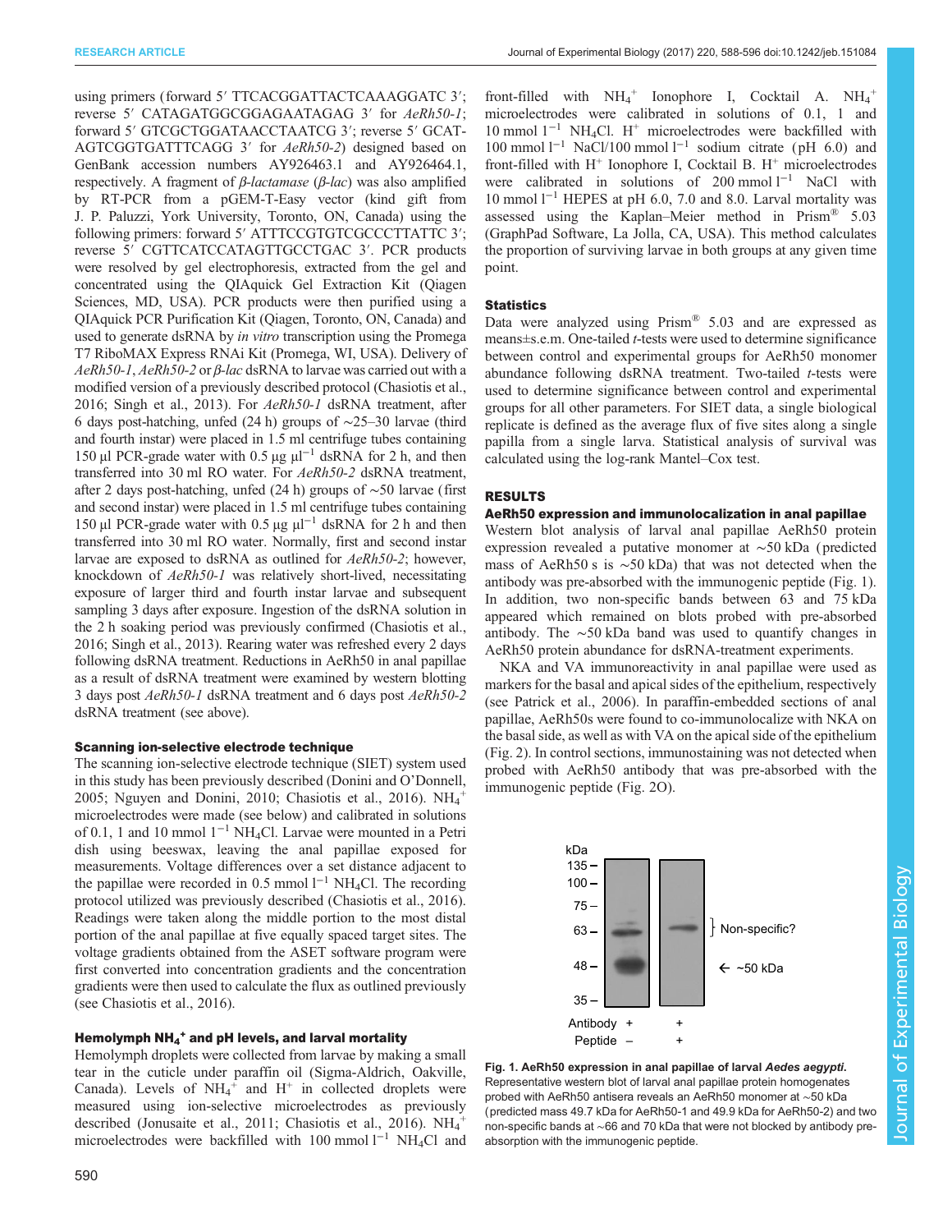using primers (forward 5′ TTCACGGATTACTCAAAGGATC 3′; reverse 5′ CATAGATGGCGGAGAATAGAG 3′ for *AeRh50-1*; forward 5′ GTCGCTGGATAACCTAATCG 3′; reverse 5′ GCATAGTCGGTGATTTCAGG 3′ for *AeRh50-2*) designed based on GenBank accession numbers AY926463.1 and AY926464.1, respectively. A fragment of *β-lactamase* (*β-lac*) was also amplified by RT-PCR from a pGEM-T-Easy vector (kind gift from J. P. Paluzzi, York University, Toronto, ON, Canada) using the following primers: forward 5′ ATTTCCGTGTCGCCCTTATTC 3′; reverse 5′ CGTTCATCCATAGTTGCCTGAC 3′. PCR products were resolved by gel electrophoresis, extracted from the gel and concentrated using the QIAquick Gel Extraction Kit (Qiagen Sciences, MD, USA). PCR products were then purified using a QIAquick PCR Purification Kit (Qiagen, Toronto, ON, Canada) and used to generate dsRNA by *in vitro* transcription using the Promega T7 RiboMAX Express RNAi Kit (Promega, WI, USA). Delivery of *AeRh50-1*, *AeRh50-2* or *β-lac* dsRNA to larvae was carried out with a modified version of a previously described protocol (Chasiotis et al., 2016; Singh et al., 2013). For *AeRh50-1* dsRNA treatment, after 6 days post-hatching, unfed (24 h) groups of ∼25–30 larvae (third and fourth instar) were placed in 1.5 ml centrifuge tubes containing 150 µl PCR-grade water with 0.5 µg $\mu l^{-1}$ dsRNA for 2 h, and then transferred into 30 ml RO water. For *AeRh50-2* dsRNA treatment, after 2 days post-hatching, unfed (24 h) groups of ∼50 larvae (first and second instar) were placed in 1.5 ml centrifuge tubes containing 150 µl PCR-grade water with 0.5 µg $\mu l^{-1}$ dsRNA for 2 h and then transferred into 30 ml RO water. Normally, first and second instar larvae are exposed to dsRNA as outlined for *AeRh50-2*; however, knockdown of *AeRh50-1* was relatively short-lived, necessitating exposure of larger third and fourth instar larvae and subsequent sampling 3 days after exposure. Ingestion of the dsRNA solution in the 2 h soaking period was previously confirmed (Chasiotis et al., 2016; Singh et al., 2013). Rearing water was refreshed every 2 days following dsRNA treatment. Reductions in AeRh50 in anal papillae as a result of dsRNA treatment were examined by western blotting 3 days post *AeRh50-1* dsRNA treatment and 6 days post *AeRh50-2* dsRNA treatment (see above).

### Scanning ion-selective electrode technique

The scanning ion-selective electrode technique (SIET) system used in this study has been previously described (Donini and O'Donnell, 2005; Nguyen and Donini, 2010; Chasiotis et al., 2016). $NH_4^+$ microelectrodes were made (see below) and calibrated in solutions of 0.1, 1 and 10 mmol $l^{-1}$ $NH_4Cl$. Larvae were mounted in a Petri dish using beeswax, leaving the anal papillae exposed for measurements. Voltage differences over a set distance adjacent to the papillae were recorded in 0.5 mmol $l^{-1}$ $NH_4Cl$. The recording protocol utilized was previously described (Chasiotis et al., 2016). Readings were taken along the middle portion to the most distal portion of the anal papillae at five equally spaced target sites. The voltage gradients obtained from the ASET software program were first converted into concentration gradients and the concentration gradients were then used to calculate the flux as outlined previously (see Chasiotis et al., 2016).

### Hemolymph $NH_4^+$ and pH levels, and larval mortality

Hemolymph droplets were collected from larvae by making a small tear in the cuticle under paraffin oil (Sigma-Aldrich, Oakville, Canada). Levels of $NH_4^+$ and $H^+$ in collected droplets were measured using ion-selective microelectrodes as previously described (Jonusaite et al., 2011; Chasiotis et al., 2016). $NH_4^+$ microelectrodes were backfilled with 100 mmol $l^{-1}$ $NH_4Cl$ and front-filled with $NH_4^+$ Ionophore I, Cocktail A. $NH_4^+$ microelectrodes were calibrated in solutions of 0.1, 1 and 10 mmol $l^{-1}$ $NH_4Cl$. $H^+$ microelectrodes were backfilled with 100 mmol $l^{-1}$ NaCl/100 mmol $l^{-1}$ sodium citrate (pH 6.0) and front-filled with $H^+$ Ionophore I, Cocktail B. $H^+$ microelectrodes were calibrated in solutions of 200 mmol $l^{-1}$ NaCl with 10 mmol $l^{-1}$ HEPES at pH 6.0, 7.0 and 8.0. Larval mortality was assessed using the Kaplan–Meier method in Prism® 5.03 (GraphPad Software, La Jolla, CA, USA). This method calculates the proportion of surviving larvae in both groups at any given time point.

### Statistics

Data were analyzed using Prism® 5.03 and are expressed as means±s.e.m. One-tailed *t*-tests were used to determine significance between control and experimental groups for AeRh50 monomer abundance following dsRNA treatment. Two-tailed *t*-tests were used to determine significance between control and experimental groups for all other parameters. For SIET data, a single biological replicate is defined as the average flux of five sites along a single papilla from a single larva. Statistical analysis of survival was calculated using the log-rank Mantel–Cox test.

## RESULTS

### AeRh50 expression and immunolocalization in anal papillae

Western blot analysis of larval anal papillae AeRh50 protein expression revealed a putative monomer at ∼50 kDa (predicted mass of AeRh50 s is ∼50 kDa) that was not detected when the antibody was pre-absorbed with the immunogenic peptide (Fig. 1). In addition, two non-specific bands between 63 and 75 kDa appeared which remained on blots probed with pre-absorbed antibody. The ∼50 kDa band was used to quantify changes in AeRh50 protein abundance for dsRNA-treatment experiments.

NKA and VA immunoreactivity in anal papillae were used as markers for the basal and apical sides of the epithelium, respectively (see Patrick et al., 2006). In paraffin-embedded sections of anal papillae, AeRh50s were found to co-immunolocalize with NKA on the basal side, as well as with VA on the apical side of the epithelium (Fig. 2). In control sections, immunostaining was not detected when probed with AeRh50 antibody that was pre-absorbed with the immunogenic peptide (Fig. 2O).

**Fig. 1. AeRh50 expression in anal papillae of larval *Aedes aegypti*.** Representative western blot of larval anal papillae protein homogenates probed with AeRh50 antisera reveals an AeRh50 monomer at ∼50 kDa (predicted mass 49.7 kDa for AeRh50-1 and 49.9 kDa for AeRh50-2) and two non-specific bands at ∼66 and 70 kDa that were not blocked by antibody pre-absorption with the immunogenic peptide.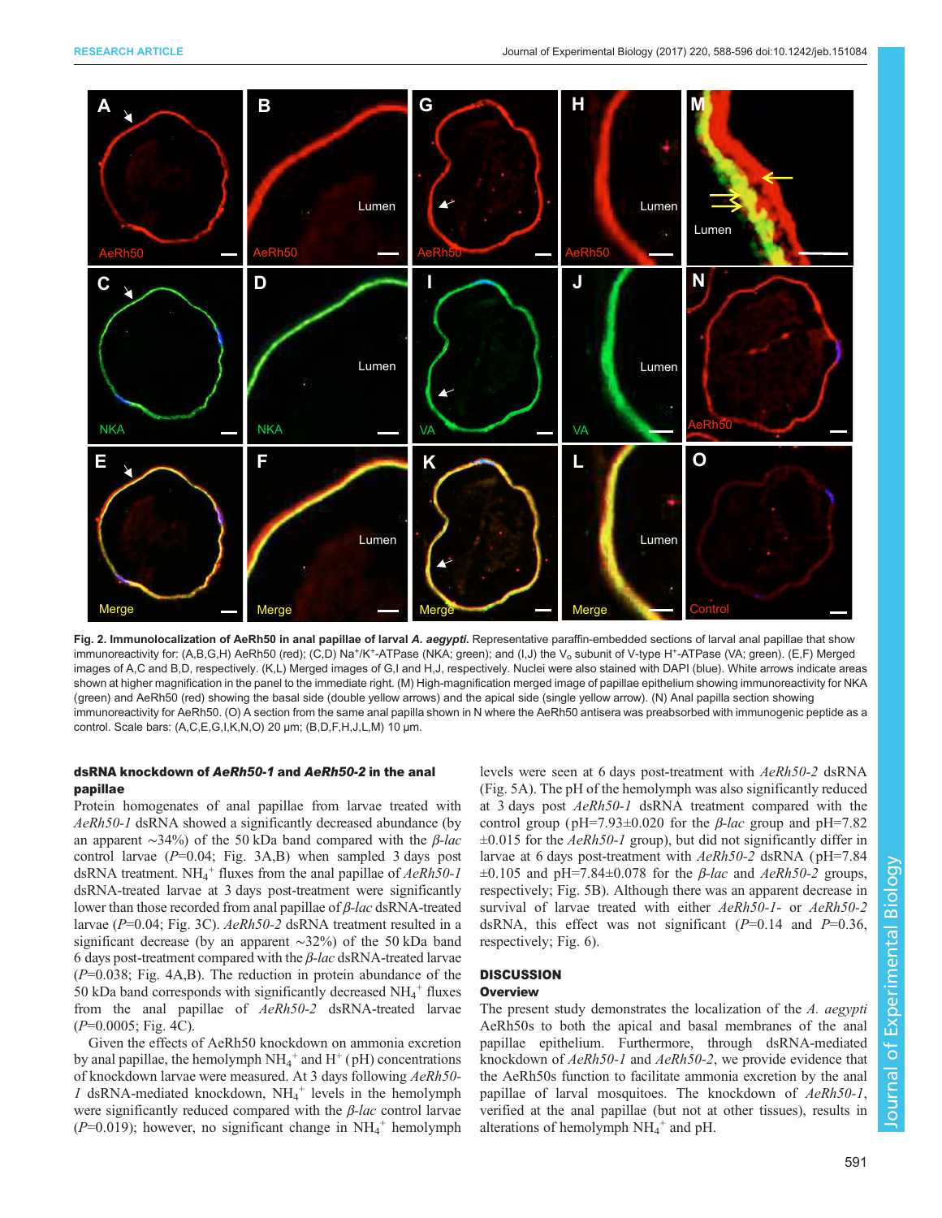**Fig. 2. Immunolocalization of AeRh50 in anal papillae of larval *A. aegypti*.** Representative paraffin-embedded sections of larval anal papillae that show immunoreactivity for: (A,B,G,H) AeRh50 (red); (C,D) $Na^+/K^+$-ATPase (NKA; green); and (I,J) the $V_o$ subunit of V-type $H^+$-ATPase (VA; green). (E,F) Merged images of A,C and B,D, respectively. (K,L) Merged images of G,I and H,J, respectively. Nuclei were also stained with DAPI (blue). White arrows indicate areas shown at higher magnification in the panel to the immediate right. (M) High-magnification merged image of papillae epithelium showing immunoreactivity for NKA (green) and AeRh50 (red) showing the basal side (double yellow arrows) and the apical side (single yellow arrow). (N) Anal papilla section showing immunoreactivity for AeRh50. (O) A section from the same anal papilla shown in N where the AeRh50 antisera was preabsorbed with immunogenic peptide as a control. Scale bars: (A,C,E,G,I,K,N,O) 20 µm; (B,D,F,H,J,L,M) 10 µm.

### dsRNA knockdown of *AeRh50-1* and *AeRh50-2* in the anal papillae

Protein homogenates of anal papillae from larvae treated with *AeRh50-1* dsRNA showed a significantly decreased abundance (by an apparent ~34%) of the 50 kDa band compared with the *β-lac* control larvae ($P$=0.04; Fig. 3A,B) when sampled 3 days post dsRNA treatment. $NH_4^+$ fluxes from the anal papillae of *AeRh50-1* dsRNA-treated larvae at 3 days post-treatment were significantly lower than those recorded from anal papillae of *β-lac* dsRNA-treated larvae ($P$=0.04; Fig. 3C). *AeRh50-2* dsRNA treatment resulted in a significant decrease (by an apparent ~32%) of the 50 kDa band 6 days post-treatment compared with the *β-lac* dsRNA-treated larvae ($P$=0.038; Fig. 4A,B). The reduction in protein abundance of the 50 kDa band corresponds with significantly decreased $NH_4^+$ fluxes from the anal papillae of *AeRh50-2* dsRNA-treated larvae ($P$=0.0005; Fig. 4C).

Given the effects of AeRh50 knockdown on ammonia excretion by anal papillae, the hemolymph $NH_4^+$ and $H^+$ (pH) concentrations of knockdown larvae were measured. At 3 days following *AeRh50-1* dsRNA-mediated knockdown, $NH_4^+$ levels in the hemolymph were significantly reduced compared with the *β-lac* control larvae ($P$=0.019); however, no significant change in $NH_4^+$ hemolymph levels were seen at 6 days post-treatment with *AeRh50-2* dsRNA (Fig. 5A). The pH of the hemolymph was also significantly reduced at 3 days post *AeRh50-1* dsRNA treatment compared with the control group (pH=7.93±0.020 for the *β-lac* group and pH=7.82 ±0.015 for the *AeRh50-1* group), but did not significantly differ in larvae at 6 days post-treatment with *AeRh50-2* dsRNA (pH=7.84 ±0.105 and pH=7.84±0.078 for the *β-lac* and *AeRh50-2* groups, respectively; Fig. 5B). Although there was an apparent decrease in survival of larvae treated with either *AeRh50-1*- or *AeRh50-2* dsRNA, this effect was not significant ($P$=0.14 and $P$=0.36, respectively; Fig. 6).

## DISCUSSION

### Overview

The present study demonstrates the localization of the *A. aegypti* AeRh50s to both the apical and basal membranes of the anal papillae epithelium. Furthermore, through dsRNA-mediated knockdown of *AeRh50-1* and *AeRh50-2*, we provide evidence that the AeRh50s function to facilitate ammonia excretion by the anal papillae of larval mosquitoes. The knockdown of *AeRh50-1*, verified at the anal papillae (but not at other tissues), results in alterations of hemolymph $NH_4^+$ and pH.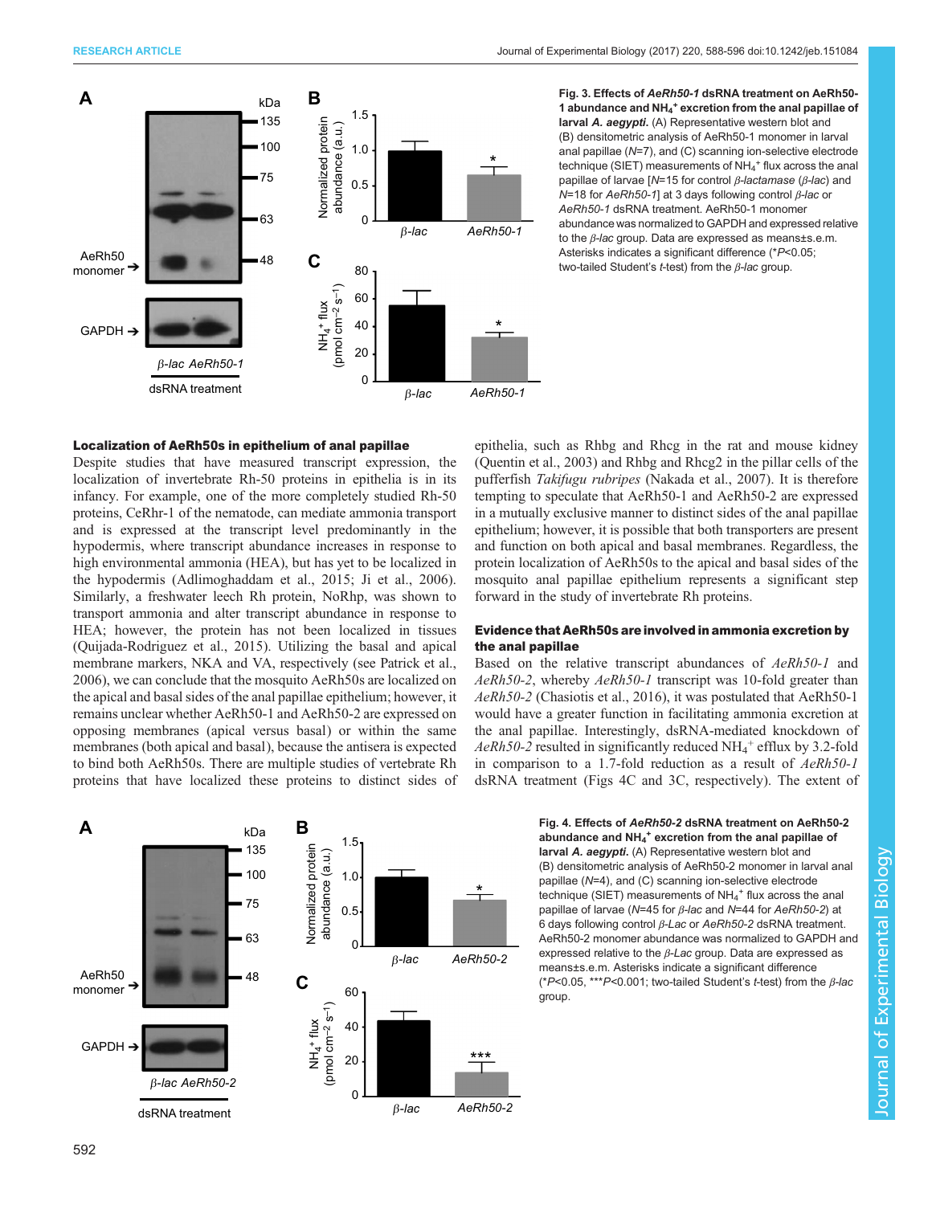**Fig. 3. Effects of *AeRh50-1* dsRNA treatment on AeRh50-1 abundance and $NH_4^+$ excretion from the anal papillae of larval *A. aegypti*.** (A) Representative western blot and (B) densitometric analysis of AeRh50-1 monomer in larval anal papillae (*N*=7), and (C) scanning ion-selective electrode technique (SIET) measurements of $NH_4^+$ flux across the anal papillae of larvae [*N*=15 for control *β-lactamase* (*β-lac*) and *N*=18 for *AeRh50-1*] at 3 days following control *β-lac* or *AeRh50-1* dsRNA treatment. AeRh50-1 monomer abundance was normalized to GAPDH and expressed relative to the *β-lac* group. Data are expressed as means±s.e.m. Asterisks indicates a significant difference (\**P*<0.05; two-tailed Student's *t*-test) from the *β-lac* group.

### Localization of AeRh50s in epithelium of anal papillae

Despite studies that have measured transcript expression, the localization of invertebrate Rh-50 proteins in epithelia is in its infancy. For example, one of the more completely studied Rh-50 proteins, CeRhr-1 of the nematode, can mediate ammonia transport and is expressed at the transcript level predominantly in the hypodermis, where transcript abundance increases in response to high environmental ammonia (HEA), but has yet to be localized in the hypodermis (Adlimoghaddam et al., 2015; Ji et al., 2006). Similarly, a freshwater leech Rh protein, NoRhp, was shown to transport ammonia and alter transcript abundance in response to HEA; however, the protein has not been localized in tissues (Quijada-Rodriguez et al., 2015). Utilizing the basal and apical membrane markers, NKA and VA, respectively (see Patrick et al., 2006), we can conclude that the mosquito AeRh50s are localized on the apical and basal sides of the anal papillae epithelium; however, it remains unclear whether AeRh50-1 and AeRh50-2 are expressed on opposing membranes (apical versus basal) or within the same membranes (both apical and basal), because the antisera is expected to bind both AeRh50s. There are multiple studies of vertebrate Rh proteins that have localized these proteins to distinct sides of epithelia, such as Rhbg and Rhcg in the rat and mouse kidney (Quentin et al., 2003) and Rhbg and Rhcg2 in the pillar cells of the pufferfish *Takifugu rubripes* (Nakada et al., 2007). It is therefore tempting to speculate that AeRh50-1 and AeRh50-2 are expressed in a mutually exclusive manner to distinct sides of the anal papillae epithelium; however, it is possible that both transporters are present and function on both apical and basal membranes. Regardless, the protein localization of AeRh50s to the apical and basal sides of the mosquito anal papillae epithelium represents a significant step forward in the study of invertebrate Rh proteins.

### Evidence that AeRh50s are involved in ammonia excretion by the anal papillae

Based on the relative transcript abundances of *AeRh50-1* and *AeRh50-2*, whereby *AeRh50-1* transcript was 10-fold greater than *AeRh50-2* (Chasiotis et al., 2016), it was postulated that AeRh50-1 would have a greater function in facilitating ammonia excretion at the anal papillae. Interestingly, dsRNA-mediated knockdown of *AeRh50-2* resulted in significantly reduced $NH_4^+$ efflux by 3.2-fold in comparison to a 1.7-fold reduction as a result of *AeRh50-1* dsRNA treatment (Figs 4C and 3C, respectively). The extent of

**Fig. 4. Effects of *AeRh50-2* dsRNA treatment on AeRh50-2 abundance and $NH_4^+$ excretion from the anal papillae of larval *A. aegypti*.** (A) Representative western blot and (B) densitometric analysis of AeRh50-2 monomer in larval anal papillae (*N*=4), and (C) scanning ion-selective electrode technique (SIET) measurements of $NH_4^+$ flux across the anal papillae of larvae (*N*=45 for *β-lac* and *N*=44 for *AeRh50-2*) at 6 days following control *β-Lac* or *AeRh50-2* dsRNA treatment. AeRh50-2 monomer abundance was normalized to GAPDH and expressed relative to the *β-Lac* group. Data are expressed as means±s.e.m. Asterisks indicate a significant difference (\**P*<0.05, \*\*\**P*<0.001; two-tailed Student's *t*-test) from the *β-lac* group.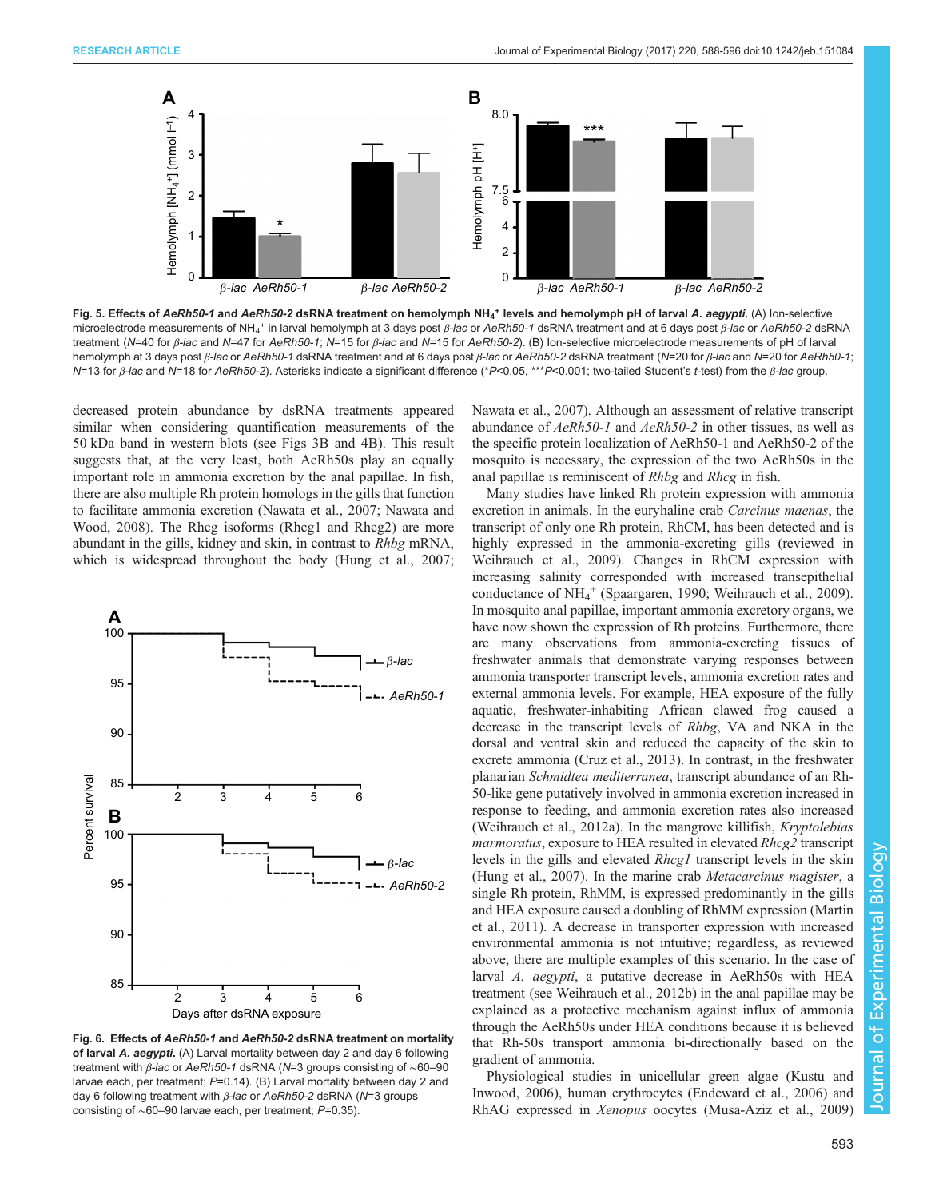**Fig. 5. Effects of *AeRh50-1* and *AeRh50-2* dsRNA treatment on hemolymph $NH_4^+$ levels and hemolymph pH of larval *A. aegypti*.** (A) Ion-selective microelectrode measurements of $NH_4^+$ in larval hemolymph at 3 days post *β-lac* or *AeRh50-1* dsRNA treatment and at 6 days post *β-lac* or *AeRh50-2* dsRNA treatment (*N*=40 for *β-lac* and *N*=47 for *AeRh50-1*; *N*=15 for *β-lac* and *N*=15 for *AeRh50-2*). (B) Ion-selective microelectrode measurements of pH of larval hemolymph at 3 days post *β-lac* or *AeRh50-1* dsRNA treatment and at 6 days post *β-lac* or *AeRh50-2* dsRNA treatment (*N*=20 for *β-lac* and *N*=20 for *AeRh50-1*; *N*=13 for *β-lac* and *N*=18 for *AeRh50-2*). Asterisks indicate a significant difference (\**P*<0.05, \*\*\**P*<0.001; two-tailed Student's *t*-test) from the *β-lac* group.

decreased protein abundance by dsRNA treatments appeared similar when considering quantification measurements of the 50 kDa band in western blots (see Figs 3B and 4B). This result suggests that, at the very least, both AeRh50s play an equally important role in ammonia excretion by the anal papillae. In fish, there are also multiple Rh protein homologs in the gills that function to facilitate ammonia excretion (Nawata et al., 2007; Nawata and Wood, 2008). The Rhcg isoforms (Rhcg1 and Rhcg2) are more abundant in the gills, kidney and skin, in contrast to *Rhbg* mRNA, which is widespread throughout the body (Hung et al., 2007; Nawata et al., 2007). Although an assessment of relative transcript abundance of *AeRh50-1* and *AeRh50-2* in other tissues, as well as the specific protein localization of AeRh50-1 and AeRh50-2 of the mosquito is necessary, the expression of the two AeRh50s in the anal papillae is reminiscent of *Rhbg* and *Rhcg* in fish.

**Fig. 6. Effects of *AeRh50-1* and *AeRh50-2* dsRNA treatment on mortality of larval *A. aegypti*.** (A) Larval mortality between day 2 and day 6 following treatment with *β-lac* or *AeRh50-1* dsRNA (*N*=3 groups consisting of ~60–90 larvae each, per treatment; *P*=0.14). (B) Larval mortality between day 2 and day 6 following treatment with *β-lac* or *AeRh50-2* dsRNA (*N*=3 groups consisting of ~60–90 larvae each, per treatment; *P*=0.35).

Many studies have linked Rh protein expression with ammonia excretion in animals. In the euryhaline crab *Carcinus maenas*, the transcript of only one Rh protein, RhCM, has been detected and is highly expressed in the ammonia-excreting gills (reviewed in Weihrauch et al., 2009). Changes in RhCM expression with increasing salinity corresponded with increased transepithelial conductance of $NH_4^+$ (Spaargaren, 1990; Weihrauch et al., 2009). In mosquito anal papillae, important ammonia excretory organs, we have now shown the expression of Rh proteins. Furthermore, there are many observations from ammonia-excreting tissues of freshwater animals that demonstrate varying responses between ammonia transporter transcript levels, ammonia excretion rates and external ammonia levels. For example, HEA exposure of the fully aquatic, freshwater-inhabiting African clawed frog caused a decrease in the transcript levels of *Rhbg*, VA and NKA in the dorsal and ventral skin and reduced the capacity of the skin to excrete ammonia (Cruz et al., 2013). In contrast, in the freshwater planarian *Schmidtea mediterranea*, transcript abundance of an Rh-50-like gene putatively involved in ammonia excretion increased in response to feeding, and ammonia excretion rates also increased (Weihrauch et al., 2012a). In the mangrove killifish, *Kryptolebias marmoratus*, exposure to HEA resulted in elevated *Rhcg2* transcript levels in the gills and elevated *Rhcg1* transcript levels in the skin (Hung et al., 2007). In the marine crab *Metacarcinus magister*, a single Rh protein, RhMM, is expressed predominantly in the gills and HEA exposure caused a doubling of RhMM expression (Martin et al., 2011). A decrease in transporter expression with increased environmental ammonia is not intuitive; regardless, as reviewed above, there are multiple examples of this scenario. In the case of larval *A. aegypti*, a putative decrease in AeRh50s with HEA treatment (see Weihrauch et al., 2012b) in the anal papillae may be explained as a protective mechanism against influx of ammonia through the AeRh50s under HEA conditions because it is believed that Rh-50s transport ammonia bi-directionally based on the gradient of ammonia.

Physiological studies in unicellular green algae (Kustu and Inwood, 2006), human erythrocytes (Endeward et al., 2006) and RhAG expressed in *Xenopus* oocytes (Musa-Aziz et al., 2009)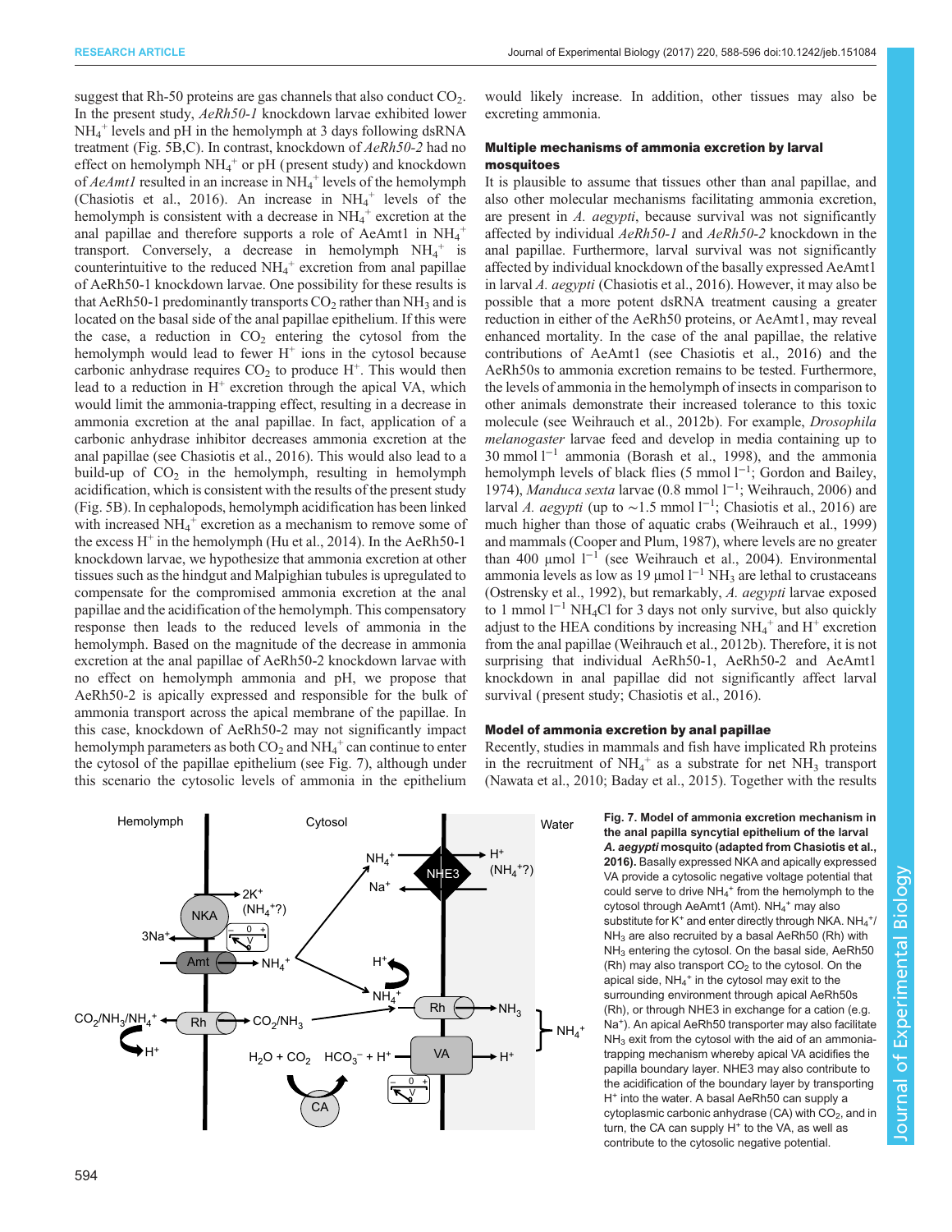suggest that Rh-50 proteins are gas channels that also conduct $CO_2$. In the present study, *AeRh50-1* knockdown larvae exhibited lower $NH_4^+$ levels and pH in the hemolymph at 3 days following dsRNA treatment (Fig. 5B,C). In contrast, knockdown of *AeRh50-2* had no effect on hemolymph $NH_4^+$ or pH (present study) and knockdown of *AeAmt1* resulted in an increase in $NH_4^+$ levels of the hemolymph (Chasiotis et al., 2016). An increase in $NH_4^+$ levels of the hemolymph is consistent with a decrease in $NH_4^+$ excretion at the anal papillae and therefore supports a role of AeAmt1 in $NH_4^+$ transport. Conversely, a decrease in hemolymph $NH_4^+$ is counterintuitive to the reduced $NH_4^+$ excretion from anal papillae of AeRh50-1 knockdown larvae. One possibility for these results is that AeRh50-1 predominantly transports $CO_2$ rather than $NH_3$ and is located on the basal side of the anal papillae epithelium. If this were the case, a reduction in $CO_2$ entering the cytosol from the hemolymph would lead to fewer $H^+$ ions in the cytosol because carbonic anhydrase requires $CO_2$ to produce $H^+$. This would then lead to a reduction in $H^+$ excretion through the apical VA, which would limit the ammonia-trapping effect, resulting in a decrease in ammonia excretion at the anal papillae. In fact, application of a carbonic anhydrase inhibitor decreases ammonia excretion at the anal papillae (see Chasiotis et al., 2016). This would also lead to a build-up of $CO_2$ in the hemolymph, resulting in hemolymph acidification, which is consistent with the results of the present study (Fig. 5B). In cephalopods, hemolymph acidification has been linked with increased $NH_4^+$ excretion as a mechanism to remove some of the excess $H^+$ in the hemolymph (Hu et al., 2014). In the AeRh50-1 knockdown larvae, we hypothesize that ammonia excretion at other tissues such as the hindgut and Malpighian tubules is upregulated to compensate for the compromised ammonia excretion at the anal papillae and the acidification of the hemolymph. This compensatory response then leads to the reduced levels of ammonia in the hemolymph. Based on the magnitude of the decrease in ammonia excretion at the anal papillae of AeRh50-2 knockdown larvae with no effect on hemolymph ammonia and pH, we propose that AeRh50-2 is apically expressed and responsible for the bulk of ammonia transport across the apical membrane of the papillae. In this case, knockdown of AeRh50-2 may not significantly impact hemolymph parameters as both $CO_2$ and $NH_4^+$ can continue to enter the cytosol of the papillae epithelium (see Fig. 7), although under this scenario the cytosolic levels of ammonia in the epithelium would likely increase. In addition, other tissues may also be excreting ammonia.

### Multiple mechanisms of ammonia excretion by larval mosquitoes

It is plausible to assume that tissues other than anal papillae, and also other molecular mechanisms facilitating ammonia excretion, are present in *A. aegypti*, because survival was not significantly affected by individual *AeRh50-1* and *AeRh50-2* knockdown in the anal papillae. Furthermore, larval survival was not significantly affected by individual knockdown of the basally expressed AeAmt1 in larval *A. aegypti* (Chasiotis et al., 2016). However, it may also be possible that a more potent dsRNA treatment causing a greater reduction in either of the AeRh50 proteins, or AeAmt1, may reveal enhanced mortality. In the case of the anal papillae, the relative contributions of AeAmt1 (see Chasiotis et al., 2016) and the AeRh50s to ammonia excretion remains to be tested. Furthermore, the levels of ammonia in the hemolymph of insects in comparison to other animals demonstrate their increased tolerance to this toxic molecule (see Weihrauch et al., 2012b). For example, *Drosophila melanogaster* larvae feed and develop in media containing up to 30 $\text{mmol l}^{-1}$ ammonia (Borash et al., 1998), and the ammonia hemolymph levels of black flies (5 $\text{mmol l}^{-1}$; Gordon and Bailey, 1974), *Manduca sexta* larvae (0.8 $\text{mmol l}^{-1}$; Weihrauch, 2006) and larval *A. aegypti* (up to ~1.5 $\text{mmol l}^{-1}$; Chasiotis et al., 2016) are much higher than those of aquatic crabs (Weihrauch et al., 1999) and mammals (Cooper and Plum, 1987), where levels are no greater than 400 $\mu\text{mol l}^{-1}$ (see Weihrauch et al., 2004). Environmental ammonia levels as low as 19 $\mu\text{mol l}^{-1}$ $NH_3$ are lethal to crustaceans (Ostrensky et al., 1992), but remarkably, *A. aegypti* larvae exposed to 1 $\text{mmol l}^{-1}$ $NH_4Cl$ for 3 days not only survive, but also quickly adjust to the HEA conditions by increasing $NH_4^+$ and $H^+$ excretion from the anal papillae (Weihrauch et al., 2012b). Therefore, it is not surprising that individual AeRh50-1, AeRh50-2 and AeAmt1 knockdown in anal papillae did not significantly affect larval survival (present study; Chasiotis et al., 2016).

### Model of ammonia excretion by anal papillae

Recently, studies in mammals and fish have implicated Rh proteins in the recruitment of $NH_4^+$ as a substrate for net $NH_3$ transport (Nawata et al., 2010; Baday et al., 2015). Together with the results

**Fig. 7. Model of ammonia excretion mechanism in the anal papilla syncytial epithelium of the larval *A. aegypti* mosquito (adapted from Chasiotis et al., 2016).** Basally expressed NKA and apically expressed VA provide a cytosolic negative voltage potential that could serve to drive $NH_4^+$ from the hemolymph to the cytosol through AeAmt1 (Amt). $NH_4^+$ may also substitute for $K^+$ and enter directly through NKA. $NH_4^+$/$NH_3$ are also recruited by a basal AeRh50 (Rh) with $NH_3$ entering the cytosol. On the basal side, AeRh50 (Rh) may also transport $CO_2$ to the cytosol. On the apical side, $NH_4^+$ in the cytosol may exit to the surrounding environment through apical AeRh50s (Rh), or through NHE3 in exchange for a cation (e.g. $Na^+$). An apical AeRh50 transporter may also facilitate $NH_3$ exit from the cytosol with the aid of an ammonia-trapping mechanism whereby apical VA acidifies the papilla boundary layer. NHE3 may also contribute to the acidification of the boundary layer by transporting $H^+$ into the water. A basal AeRh50 can supply a cytoplasmic carbonic anhydrase (CA) with $CO_2$, and in turn, the CA can supply $H^+$ to the VA, as well as contribute to the cytosolic negative potential.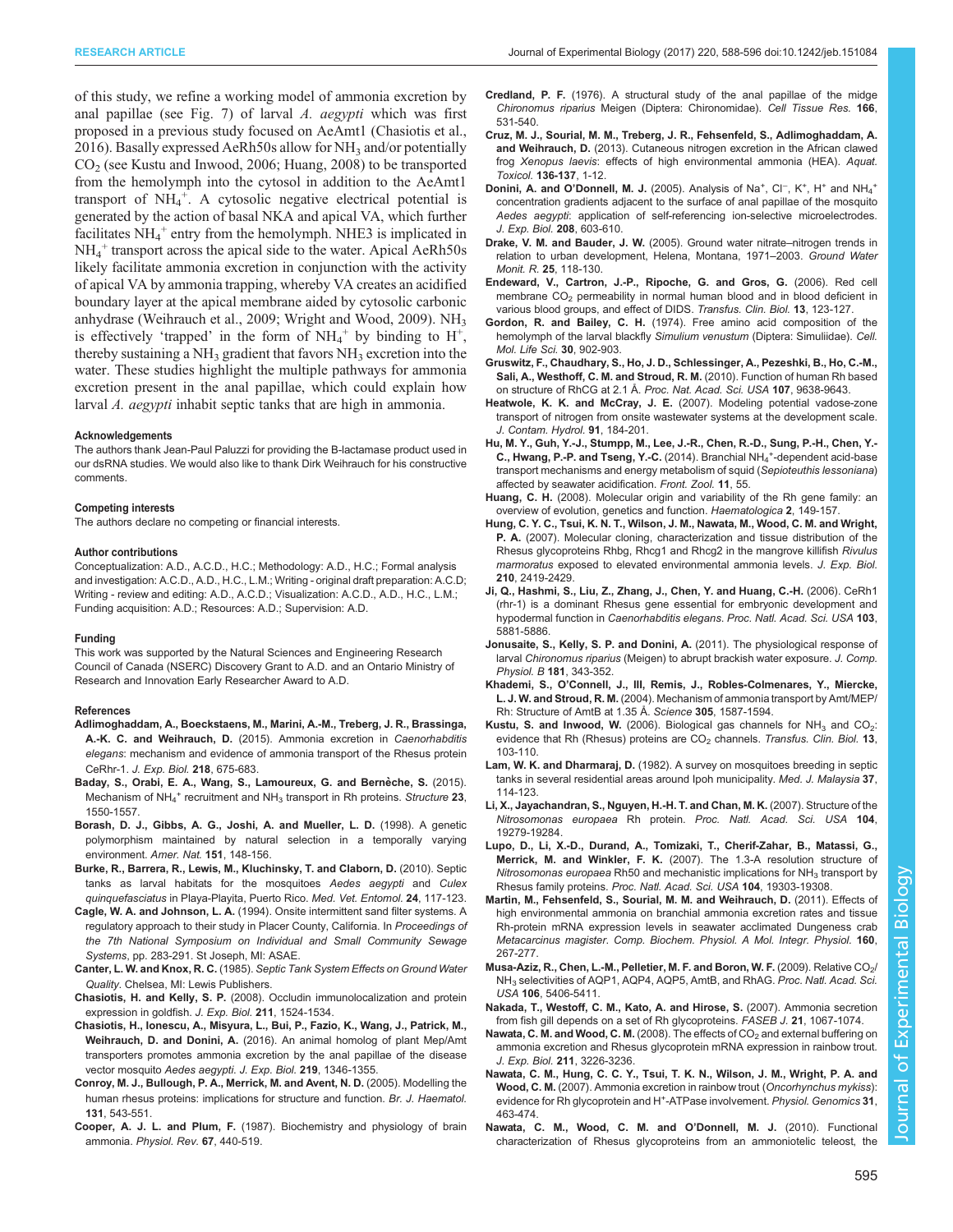of this study, we refine a working model of ammonia excretion by anal papillae (see Fig. 7) of larval *A. aegypti* which was first proposed in a previous study focused on AeAmt1 (Chasiotis et al., 2016). Basally expressed AeRh50s allow for $NH_3$ and/or potentially $CO_2$ (see Kustu and Inwood, 2006; Huang, 2008) to be transported from the hemolymph into the cytosol in addition to the AeAmt1 transport of $NH_4^+$. A cytosolic negative electrical potential is generated by the action of basal NKA and apical VA, which further facilitates $NH_4^+$ entry from the hemolymph. NHE3 is implicated in $NH_4^+$ transport across the apical side to the water. Apical AeRh50s likely facilitate ammonia excretion in conjunction with the activity of apical VA by ammonia trapping, whereby VA creates an acidified boundary layer at the apical membrane aided by cytosolic carbonic anhydrase (Weihrauch et al., 2009; Wright and Wood, 2009). $NH_3$ is effectively 'trapped' in the form of $NH_4^+$ by binding to $H^+$, thereby sustaining a $NH_3$ gradient that favors $NH_3$ excretion into the water. These studies highlight the multiple pathways for ammonia excretion present in the anal papillae, which could explain how larval *A. aegypti* inhabit septic tanks that are high in ammonia.

#### Acknowledgements

The authors thank Jean-Paul Paluzzi for providing the B-lactamase product used in our dsRNA studies. We would also like to thank Dirk Weihrauch for his constructive comments.

#### Competing interests

The authors declare no competing or financial interests.

#### Author contributions

Conceptualization: A.D., A.C.D., H.C.; Methodology: A.D., H.C.; Formal analysis and investigation: A.C.D., A.D., H.C., L.M.; Writing - original draft preparation: A.C.D; Writing - review and editing: A.D., A.C.D.; Visualization: A.C.D., A.D., H.C., L.M.; Funding acquisition: A.D.; Resources: A.D.; Supervision: A.D.

#### Funding

This work was supported by the Natural Sciences and Engineering Research Council of Canada (NSERC) Discovery Grant to A.D. and an Ontario Ministry of Research and Innovation Early Researcher Award to A.D.

#### References

**Adlimoghaddam, A., Boeckstaens, M., Marini, A.-M., Treberg, J. R., Brassinga, A.-K. C. and Weihrauch, D.** (2015). Ammonia excretion in *Caenorhabditis elegans*: mechanism and evidence of ammonia transport of the Rhesus protein CeRhr-1. *J. Exp. Biol.* **218**, 675-683.

**Baday, S., Orabi, E. A., Wang, S., Lamoureux, G. and Bernèche, S.** (2015). Mechanism of $NH_4^+$ recruitment and $NH_3$ transport in Rh proteins. *Structure* **23**, 1550-1557.

**Borash, D. J., Gibbs, A. G., Joshi, A. and Mueller, L. D.** (1998). A genetic polymorphism maintained by natural selection in a temporally varying environment. *Amer. Nat.* **151**, 148-156.

**Burke, R., Barrera, R., Lewis, M., Kluchinsky, T. and Claborn, D.** (2010). Septic tanks as larval habitats for the mosquitoes *Aedes aegypti* and *Culex quinquefasciatus* in Playa-Playita, Puerto Rico. *Med. Vet. Entomol.* **24**, 117-123.

**Cagle, W. A. and Johnson, L. A.** (1994). Onsite intermittent sand filter systems. A regulatory approach to their study in Placer County, California. In *Proceedings of the 7th National Symposium on Individual and Small Community Sewage Systems*, pp. 283-291. St Joseph, MI: ASAE.

**Canter, L. W. and Knox, R. C.** (1985). *Septic Tank System Effects on Ground Water Quality*. Chelsea, MI: Lewis Publishers.

**Chasiotis, H. and Kelly, S. P.** (2008). Occludin immunolocalization and protein expression in goldfish. *J. Exp. Biol.* **211**, 1524-1534.

**Chasiotis, H., Ionescu, A., Misyura, L., Bui, P., Fazio, K., Wang, J., Patrick, M., Weihrauch, D. and Donini, A.** (2016). An animal homolog of plant Mep/Amt transporters promotes ammonia excretion by the anal papillae of the disease vector mosquito *Aedes aegypti*. *J. Exp. Biol.* **219**, 1346-1355.

**Conroy, M. J., Bullough, P. A., Merrick, M. and Avent, N. D.** (2005). Modelling the human rhesus proteins: implications for structure and function. *Br. J. Haematol.* **131**, 543-551.

**Cooper, A. J. L. and Plum, F.** (1987). Biochemistry and physiology of brain ammonia. *Physiol. Rev.* **67**, 440-519.

**Credland, P. F.** (1976). A structural study of the anal papillae of the midge *Chironomus riparius* Meigen (Diptera: Chironomidae). *Cell Tissue Res.* **166**, 531-540.

**Cruz, M. J., Sourial, M. M., Treberg, J. R., Fehsenfeld, S., Adlimoghaddam, A. and Weihrauch, D.** (2013). Cutaneous nitrogen excretion in the African clawed frog *Xenopus laevis*: effects of high environmental ammonia (HEA). *Aquat. Toxicol.* **136-137**, 1-12.

**Donini, A. and O'Donnell, M. J.** (2005). Analysis of $Na^+$, $Cl^-$, $K^+$, $H^+$ and $NH_4^+$ concentration gradients adjacent to the surface of anal papillae of the mosquito *Aedes aegypti*: application of self-referencing ion-selective microelectrodes. *J. Exp. Biol.* **208**, 603-610.

**Drake, V. M. and Bauder, J. W.** (2005). Ground water nitrate–nitrogen trends in relation to urban development, Helena, Montana, 1971–2003. *Ground Water Monit. R.* **25**, 118-130.

**Endeward, V., Cartron, J.-P., Ripoche, G. and Gros, G.** (2006). Red cell membrane $CO_2$ permeability in normal human blood and in blood deficient in various blood groups, and effect of DIDS. *Transfus. Clin. Biol.* **13**, 123-127.

**Gordon, R. and Bailey, C. H.** (1974). Free amino acid composition of the hemolymph of the larval blackfly *Simulium venustum* (Diptera: Simuliidae). *Cell. Mol. Life Sci.* **30**, 902-903.

**Gruswitz, F., Chaudhary, S., Ho, J. D., Schlessinger, A., Pezeshki, B., Ho, C.-M., Sali, A., Westhoff, C. M. and Stroud, R. M.** (2010). Function of human Rh based on structure of RhCG at 2.1 Å. *Proc. Nat. Acad. Sci. USA* **107**, 9638-9643.

**Heatwole, K. K. and McCray, J. E.** (2007). Modeling potential vadose-zone transport of nitrogen from onsite wastewater systems at the development scale. *J. Contam. Hydrol.* **91**, 184-201.

**Hu, M. Y., Guh, Y.-J., Stumpp, M., Lee, J.-R., Chen, R.-D., Sung, P.-H., Chen, Y.-C., Hwang, P.-P. and Tseng, Y.-C.** (2014). Branchial $NH_4^+$-dependent acid-base transport mechanisms and energy metabolism of squid (*Sepioteuthis lessoniana*) affected by seawater acidification. *Front. Zool.* **11**, 55.

**Huang, C. H.** (2008). Molecular origin and variability of the Rh gene family: an overview of evolution, genetics and function. *Haematologica* **2**, 149-157.

**Hung, C. Y. C., Tsui, K. N. T., Wilson, J. M., Nawata, C. M., Wood, C. M. and Wright, P. A.** (2007). Molecular cloning, characterization and tissue distribution of the Rhesus glycoproteins Rhbg, Rhcg1 and Rhcg2 in the mangrove killifish *Rivulus marmoratus* exposed to elevated environmental ammonia levels. *J. Exp. Biol.* **210**, 2419-2429.

**Ji, Q., Hashmi, S., Liu, Z., Zhang, J., Chen, Y. and Huang, C.-H.** (2006). CeRh1 (rhr-1) is a dominant Rhesus gene essential for embryonic development and hypodermal function in *Caenorhabditis elegans*. *Proc. Natl. Acad. Sci. USA* **103**, 5881-5886.

**Jonusaite, S., Kelly, S. P. and Donini, A.** (2011). The physiological response of larval *Chironomus riparius* (Meigen) to abrupt brackish water exposure. *J. Comp. Physiol. B* **181**, 343-352.

**Khademi, S., O'Connell, J., III, Remis, J., Robles-Colmenares, Y., Miercke, L. J. W. and Stroud, R. M.** (2004). Mechanism of ammonia transport by Amt/MEP/Rh: Structure of AmtB at 1.35 Å. *Science* **305**, 1587-1594.

**Kustu, S. and Inwood, W.** (2006). Biological gas channels for $NH_3$ and $CO_2$: evidence that Rh (Rhesus) proteins are $CO_2$ channels. *Transfus. Clin. Biol.* **13**, 103-110.

**Lam, W. K. and Dharmaraj, D.** (1982). A survey on mosquitoes breeding in septic tanks in several residential areas around Ipoh municipality. *Med. J. Malaysia* **37**, 114-123.

**Li, X., Jayachandran, S., Nguyen, H.-H. T. and Chan, M. K.** (2007). Structure of the *Nitrosomonas europaea* Rh protein. *Proc. Natl. Acad. Sci. USA* **104**, 19279-19284.

**Lupo, D., Li, X.-D., Durand, A., Tomizaki, T., Cherif-Zahar, B., Matassi, G., Merrick, M. and Winkler, F. K.** (2007). The 1.3-A resolution structure of *Nitrosomonas europaea* Rh50 and mechanistic implications for $NH_3$ transport by Rhesus family proteins. *Proc. Natl. Acad. Sci. USA* **104**, 19303-19308.

**Martin, M., Fehsenfeld, S., Sourial, M. M. and Weihrauch, D.** (2011). Effects of high environmental ammonia on branchial ammonia excretion rates and tissue Rh-protein mRNA expression levels in seawater acclimated Dungeness crab *Metacarcinus magister*. *Comp. Biochem. Physiol. A Mol. Integr. Physiol.* **160**, 267-277.

**Musa-Aziz, R., Chen, L.-M., Pelletier, M. F. and Boron, W. F.** (2009). Relative $CO_2$/$NH_3$ selectivities of AQP1, AQP4, AQP5, AmtB, and RhAG. *Proc. Natl. Acad. Sci. USA* **106**, 5406-5411.

**Nakada, T., Westoff, C. M., Kato, A. and Hirose, S.** (2007). Ammonia secretion from fish gill depends on a set of Rh glycoproteins. *FASEB J.* **21**, 1067-1074.

**Nawata, C. M. and Wood, C. M.** (2008). The effects of $CO_2$ and external buffering on ammonia excretion and Rhesus glycoprotein mRNA expression in rainbow trout. *J. Exp. Biol.* **211**, 3226-3236.

**Nawata, C. M., Hung, C. C. Y., Tsui, T. K. N., Wilson, J. M., Wright, P. A. and Wood, C. M.** (2007). Ammonia excretion in rainbow trout (*Oncorhynchus mykiss*): evidence for Rh glycoprotein and $H^+$-ATPase involvement. *Physiol. Genomics* **31**, 463-474.

**Nawata, C. M., Wood, C. M. and O'Donnell, M. J.** (2010). Functional characterization of Rhesus glycoproteins from an ammoniotelic teleost, the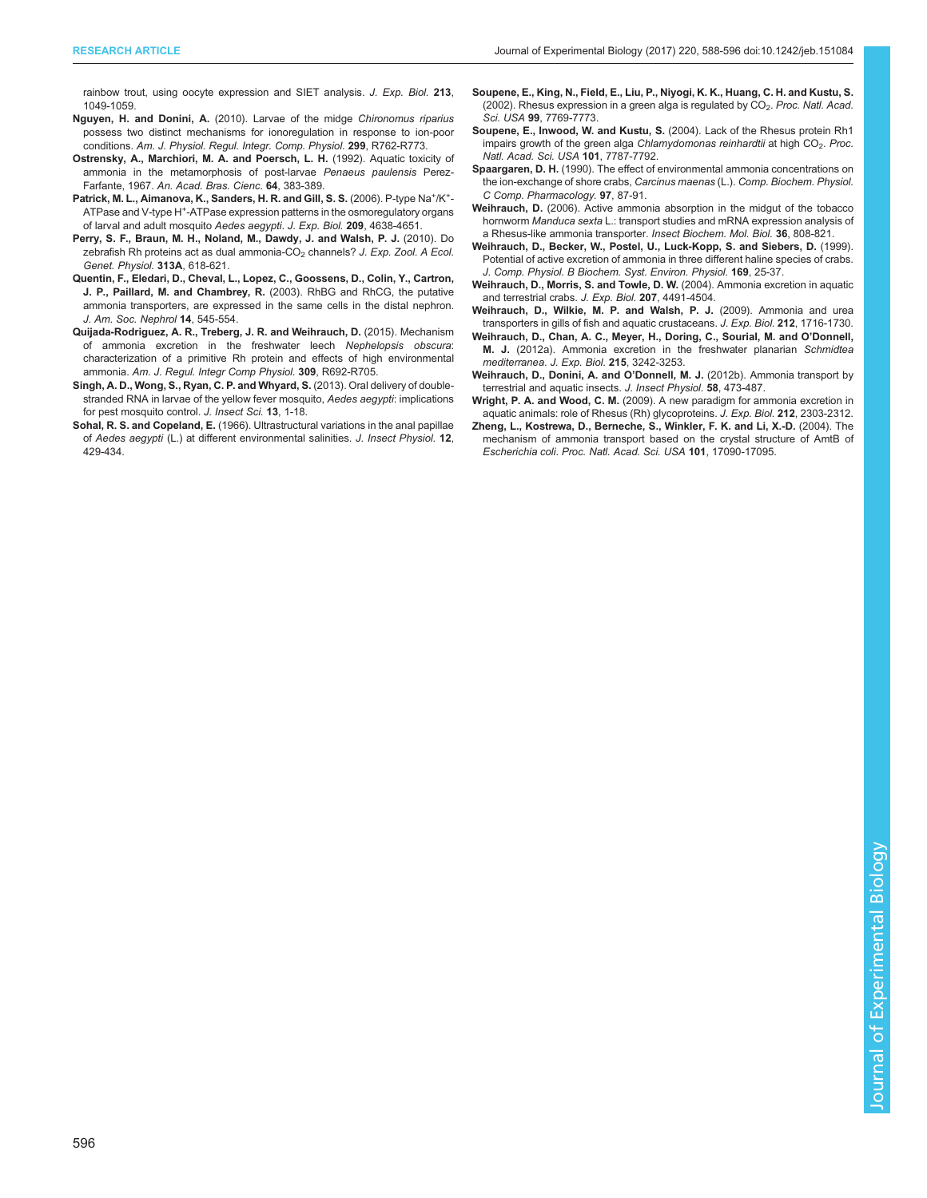rainbow trout, using oocyte expression and SIET analysis. *J. Exp. Biol.* **213**, 1049-1059.

**Nguyen, H. and Donini, A.** (2010). Larvae of the midge *Chironomus riparius* possess two distinct mechanisms for ionoregulation in response to ion-poor conditions. *Am. J. Physiol. Regul. Integr. Comp. Physiol.* **299**, R762-R773.

**Ostrensky, A., Marchiori, M. A. and Poersch, L. H.** (1992). Aquatic toxicity of ammonia in the metamorphosis of post-larvae *Penaeus paulensis* Perez-Farfante, 1967. *An. Acad. Bras. Cienc.* **64**, 383-389.

**Patrick, M. L., Aimanova, K., Sanders, H. R. and Gill, S. S.** (2006). P-type $Na^+/K^+$-ATPase and V-type $H^+$-ATPase expression patterns in the osmoregulatory organs of larval and adult mosquito *Aedes aegypti*. *J. Exp. Biol.* **209**, 4638-4651.

**Perry, S. F., Braun, M. H., Noland, M., Dawdy, J. and Walsh, P. J.** (2010). Do zebrafish Rh proteins act as dual ammonia-$CO_2$ channels? *J. Exp. Zool. A Ecol. Genet. Physiol.* **313A**, 618-621.

**Quentin, F., Eledari, D., Cheval, L., Lopez, C., Goossens, D., Colin, Y., Cartron, J. P., Paillard, M. and Chambrey, R.** (2003). RhBG and RhCG, the putative ammonia transporters, are expressed in the same cells in the distal nephron. *J. Am. Soc. Nephrol* **14**, 545-554.

**Quijada-Rodriguez, A. R., Treberg, J. R. and Weihrauch, D.** (2015). Mechanism of ammonia excretion in the freshwater leech *Nephelopsis obscura*: characterization of a primitive Rh protein and effects of high environmental ammonia. *Am. J. Regul. Integr Comp Physiol.* **309**, R692-R705.

**Singh, A. D., Wong, S., Ryan, C. P. and Whyard, S.** (2013). Oral delivery of double-stranded RNA in larvae of the yellow fever mosquito, *Aedes aegypti*: implications for pest mosquito control. *J. Insect Sci.* **13**, 1-18.

**Sohal, R. S. and Copeland, E.** (1966). Ultrastructural variations in the anal papillae of *Aedes aegypti* (L.) at different environmental salinities. *J. Insect Physiol.* **12**, 429-434.

**Soupene, E., King, N., Field, E., Liu, P., Niyogi, K. K., Huang, C. H. and Kustu, S.** (2002). Rhesus expression in a green alga is regulated by $CO_2$. *Proc. Natl. Acad. Sci. USA* **99**, 7769-7773.

**Soupene, E., Inwood, W. and Kustu, S.** (2004). Lack of the Rhesus protein Rh1 impairs growth of the green alga *Chlamydomonas reinhardtii* at high $CO_2$. *Proc. Natl. Acad. Sci. USA* **101**, 7787-7792.

**Spaargaren, D. H.** (1990). The effect of environmental ammonia concentrations on the ion-exchange of shore crabs, *Carcinus maenas* (L.). *Comp. Biochem. Physiol. C Comp. Pharmacology.* **97**, 87-91.

**Weihrauch, D.** (2006). Active ammonia absorption in the midgut of the tobacco hornworm *Manduca sexta* L.: transport studies and mRNA expression analysis of a Rhesus-like ammonia transporter. *Insect Biochem. Mol. Biol.* **36**, 808-821.

**Weihrauch, D., Becker, W., Postel, U., Luck-Kopp, S. and Siebers, D.** (1999). Potential of active excretion of ammonia in three different haline species of crabs. *J. Comp. Physiol. B Biochem. Syst. Environ. Physiol.* **169**, 25-37.

**Weihrauch, D., Morris, S. and Towle, D. W.** (2004). Ammonia excretion in aquatic and terrestrial crabs. *J. Exp. Biol.* **207**, 4491-4504.

**Weihrauch, D., Wilkie, M. P. and Walsh, P. J.** (2009). Ammonia and urea transporters in gills of fish and aquatic crustaceans. *J. Exp. Biol.* **212**, 1716-1730.

**Weihrauch, D., Chan, A. C., Meyer, H., Doring, C., Sourial, M. and O'Donnell, M. J.** (2012a). Ammonia excretion in the freshwater planarian *Schmidtea mediterranea*. *J. Exp. Biol.* **215**, 3242-3253.

**Weihrauch, D., Donini, A. and O'Donnell, M. J.** (2012b). Ammonia transport by terrestrial and aquatic insects. *J. Insect Physiol.* **58**, 473-487.

**Wright, P. A. and Wood, C. M.** (2009). A new paradigm for ammonia excretion in aquatic animals: role of Rhesus (Rh) glycoproteins. *J. Exp. Biol.* **212**, 2303-2312.

**Zheng, L., Kostrewa, D., Berneche, S., Winkler, F. K. and Li, X.-D.** (2004). The mechanism of ammonia transport based on the crystal structure of AmtB of *Escherichia coli*. *Proc. Natl. Acad. Sci. USA* **101**, 17090-17095.